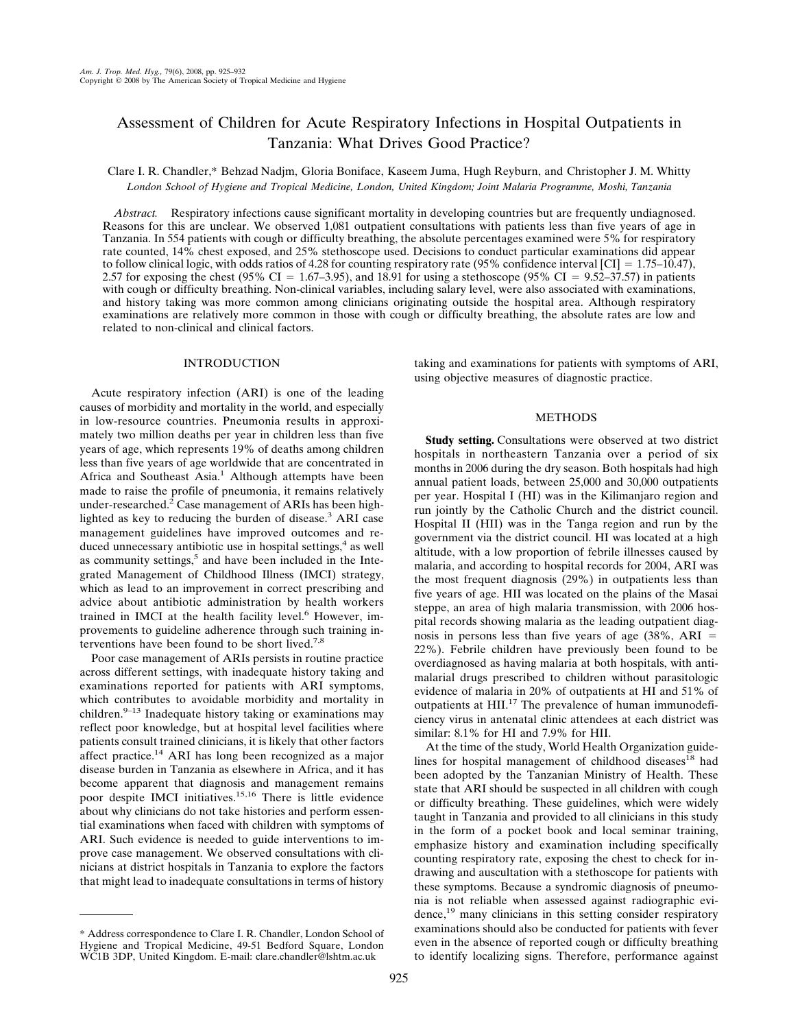# Assessment of Children for Acute Respiratory Infections in Hospital Outpatients in Tanzania: What Drives Good Practice?

Clare I. R. Chandler,* Behzad Nadjm, Gloria Boniface, Kaseem Juma, Hugh Reyburn, and Christopher J. M. Whitty

*London School of Hygiene and Tropical Medicine, London, United Kingdom; Joint Malaria Programme, Moshi, Tanzania*

*Abstract.* Respiratory infections cause significant mortality in developing countries but are frequently undiagnosed. Reasons for this are unclear. We observed 1,081 outpatient consultations with patients less than five years of age in Tanzania. In 554 patients with cough or difficulty breathing, the absolute percentages examined were 5% for respiratory rate counted, 14% chest exposed, and 25% stethoscope used. Decisions to conduct particular examinations did appear to follow clinical logic, with odds ratios of 4.28 for counting respiratory rate (95% confidence interval [CI] = 1.75–10.47), 2.57 for exposing the chest (95% CI = 1.67–3.95), and 18.91 for using a stethoscope (95% CI = 9.52–37.57) in patients with cough or difficulty breathing. Non-clinical variables, including salary level, were also associated with examinations, and history taking was more common among clinicians originating outside the hospital area. Although respiratory examinations are relatively more common in those with cough or difficulty breathing, the absolute rates are low and related to non-clinical and clinical factors.

## INTRODUCTION

Acute respiratory infection (ARI) is one of the leading causes of morbidity and mortality in the world, and especially in low-resource countries. Pneumonia results in approximately two million deaths per year in children less than five years of age, which represents 19% of deaths among children less than five years of age worldwide that are concentrated in Africa and Southeast Asia.[1] Although attempts have been made to raise the profile of pneumonia, it remains relatively under-researched.[2] Case management of ARIs has been highlighted as key to reducing the burden of disease.[3] ARI case management guidelines have improved outcomes and reduced unnecessary antibiotic use in hospital settings,[4] as well as community settings,[5] and have been included in the Integrated Management of Childhood Illness (IMCI) strategy, which as lead to an improvement in correct prescribing and advice about antibiotic administration by health workers trained in IMCI at the health facility level.[6] However, improvements to guideline adherence through such training interventions have been found to be short lived.[7,8]

Poor case management of ARIs persists in routine practice across different settings, with inadequate history taking and examinations reported for patients with ARI symptoms, which contributes to avoidable morbidity and mortality in children.[9–13] Inadequate history taking or examinations may reflect poor knowledge, but at hospital level facilities where patients consult trained clinicians, it is likely that other factors affect practice.[14] ARI has long been recognized as a major disease burden in Tanzania as elsewhere in Africa, and it has become apparent that diagnosis and management remains poor despite IMCI initiatives.[15,16] There is little evidence about why clinicians do not take histories and perform essential examinations when faced with children with symptoms of ARI. Such evidence is needed to guide interventions to improve case management. We observed consultations with clinicians at district hospitals in Tanzania to explore the factors that might lead to inadequate consultations in terms of history taking and examinations for patients with symptoms of ARI, using objective measures of diagnostic practice.

## METHODS

**Study setting.** Consultations were observed at two district hospitals in northeastern Tanzania over a period of six months in 2006 during the dry season. Both hospitals had high annual patient loads, between 25,000 and 30,000 outpatients per year. Hospital I (HI) was in the Kilimanjaro region and run jointly by the Catholic Church and the district council. Hospital II (HII) was in the Tanga region and run by the government via the district council. HI was located at a high altitude, with a low proportion of febrile illnesses caused by malaria, and according to hospital records for 2004, ARI was the most frequent diagnosis (29%) in outpatients less than five years of age. HII was located on the plains of the Masai steppe, an area of high malaria transmission, with 2006 hospital records showing malaria as the leading outpatient diagnosis in persons less than five years of age (38%, ARI = 22%). Febrile children have previously been found to be overdiagnosed as having malaria at both hospitals, with antimalarial drugs prescribed to children without parasitologic evidence of malaria in 20% of outpatients at HI and 51% of outpatients at HII.[17] The prevalence of human immunodeficiency virus in antenatal clinic attendees at each district was similar: 8.1% for HI and 7.9% for HII.

At the time of the study, World Health Organization guidelines for hospital management of childhood diseases[18] had been adopted by the Tanzanian Ministry of Health. These state that ARI should be suspected in all children with cough or difficulty breathing. These guidelines, which were widely taught in Tanzania and provided to all clinicians in this study in the form of a pocket book and local seminar training, emphasize history and examination including specifically counting respiratory rate, exposing the chest to check for indrawing and auscultation with a stethoscope for patients with these symptoms. Because a syndromic diagnosis of pneumonia is not reliable when assessed against radiographic evidence,[19] many clinicians in this setting consider respiratory examinations should also be conducted for patients with fever even in the absence of reported cough or difficulty breathing to identify localizing signs. Therefore, performance against

---

* Address correspondence to Clare I. R. Chandler, London School of Hygiene and Tropical Medicine, 49-51 Bedford Square, London WC1B 3DP, United Kingdom. E-mail: clare.chandler@lshtm.ac.uk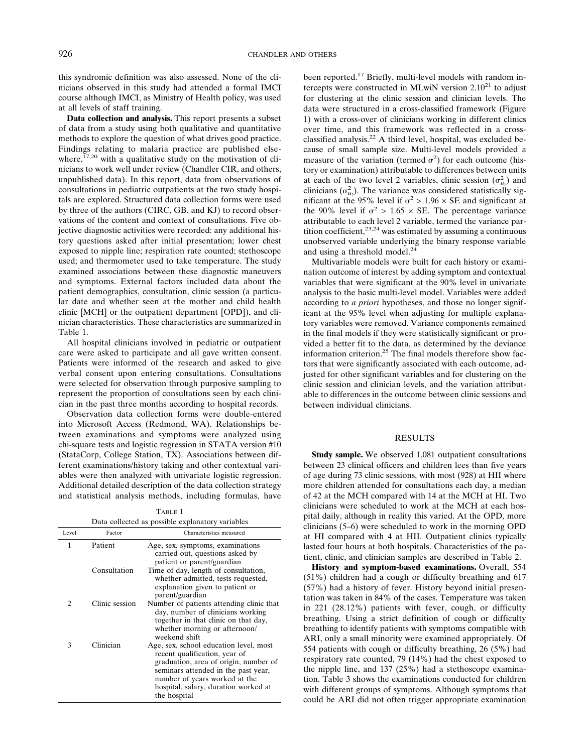this syndromic definition was also assessed. None of the clinicians observed in this study had attended a formal IMCI course although IMCI, as Ministry of Health policy, was used at all levels of staff training.

**Data collection and analysis.** This report presents a subset of data from a study using both qualitative and quantitative methods to explore the question of what drives good practice. Findings relating to malaria practice are published elsewhere,[17,20] with a qualitative study on the motivation of clinicians to work well under review (Chandler CIR, and others, unpublished data). In this report, data from observations of consultations in pediatric outpatients at the two study hospitals are explored. Structured data collection forms were used by three of the authors (CIRC, GB, and KJ) to record observations of the content and context of consultations. Five objective diagnostic activities were recorded: any additional history questions asked after initial presentation; lower chest exposed to nipple line; respiration rate counted; stethoscope used; and thermometer used to take temperature. The study examined associations between these diagnostic maneuvers and symptoms. External factors included data about the patient demographics, consultation, clinic session (a particular date and whether seen at the mother and child health clinic [MCH] or the outpatient department [OPD]), and clinician characteristics. These characteristics are summarized in Table 1.

All hospital clinicians involved in pediatric or outpatient care were asked to participate and all gave written consent. Patients were informed of the research and asked to give verbal consent upon entering consultations. Consultations were selected for observation through purposive sampling to represent the proportion of consultations seen by each clinician in the past three months according to hospital records.

Observation data collection forms were double-entered into Microsoft Access (Redmond, WA). Relationships between examinations and symptoms were analyzed using chi-square tests and logistic regression in STATA version #10 (StataCorp, College Station, TX). Associations between different examinations/history taking and other contextual variables were then analyzed with univariate logistic regression. Additional detailed description of the data collection strategy and statistical analysis methods, including formulas, have

TABLE 1
Data collected as possible explanatory variables

| Level | Factor | Characteristics measured |
|---|---|---|
| 1 | Patient | Age, sex, symptoms, examinations carried out, questions asked by patient or parent/guardian |
| | Consultation | Time of day, length of consultation, whether admitted, tests requested, explanation given to patient or parent/guardian |
| 2 | Clinic session | Number of patients attending clinic that day, number of clinicians working together in that clinic on that day, whether morning or afternoon/weekend shift |
| 3 | Clinician | Age, sex, school education level, most recent qualification, year of graduation, area of origin, number of seminars attended in the past year, number of years worked at the hospital, salary, duration worked at the hospital |

been reported.[17] Briefly, multi-level models with random intercepts were constructed in MLwiN version 2.10[21] to adjust for clustering at the clinic session and clinician levels. The data were structured in a cross-classified framework (Figure 1) with a cross-over of clinicians working in different clinics over time, and this framework was reflected in a cross-classified analysis.[22] A third level, hospital, was excluded because of small sample size. Multi-level models provided a measure of the variation (termed $\sigma^2$) for each outcome (history or examination) attributable to differences between units at each of the two level 2 variables, clinic session ($\sigma^2_{u_1}$) and clinicians ($\sigma^2_{u_2}$). The variance was considered statistically significant at the 95% level if $\sigma^2 > 1.96 \times$ SE and significant at the 90% level if $\sigma^2 > 1.65 \times$ SE. The percentage variance attributable to each level 2 variable, termed the variance partition coefficient,[23,24] was estimated by assuming a continuous unobserved variable underlying the binary response variable and using a threshold model.[24]

Multivariable models were built for each history or examination outcome of interest by adding symptom and contextual variables that were significant at the 90% level in univariate analysis to the basic multi-level model. Variables were added according to *a priori* hypotheses, and those no longer significant at the 95% level when adjusting for multiple explanatory variables were removed. Variance components remained in the final models if they were statistically significant or provided a better fit to the data, as determined by the deviance information criterion.[25] The final models therefore show factors that were significantly associated with each outcome, adjusted for other significant variables and for clustering on the clinic session and clinician levels, and the variation attributable to differences in the outcome between clinic sessions and between individual clinicians.

## RESULTS

**Study sample.** We observed 1,081 outpatient consultations between 23 clinical officers and children lees than five years of age during 73 clinic sessions, with most (928) at HII where more children attended for consultations each day, a median of 42 at the MCH compared with 14 at the MCH at HI. Two clinicians were scheduled to work at the MCH at each hospital daily, although in reality this varied. At the OPD, more clinicians (5–6) were scheduled to work in the morning OPD at HI compared with 4 at HII. Outpatient clinics typically lasted four hours at both hospitals. Characteristics of the patient, clinic, and clinician samples are described in Table 2.

**History and symptom-based examinations.** Overall, 554 (51%) children had a cough or difficulty breathing and 617 (57%) had a history of fever. History beyond initial presentation was taken in 84% of the cases. Temperature was taken in 221 (28.12%) patients with fever, cough, or difficulty breathing. Using a strict definition of cough or difficulty breathing to identify patients with symptoms compatible with ARI, only a small minority were examined appropriately. Of 554 patients with cough or difficulty breathing, 26 (5%) had respiratory rate counted, 79 (14%) had the chest exposed to the nipple line, and 137 (25%) had a stethoscope examination. Table 3 shows the examinations conducted for children with different groups of symptoms. Although symptoms that could be ARI did not often trigger appropriate examination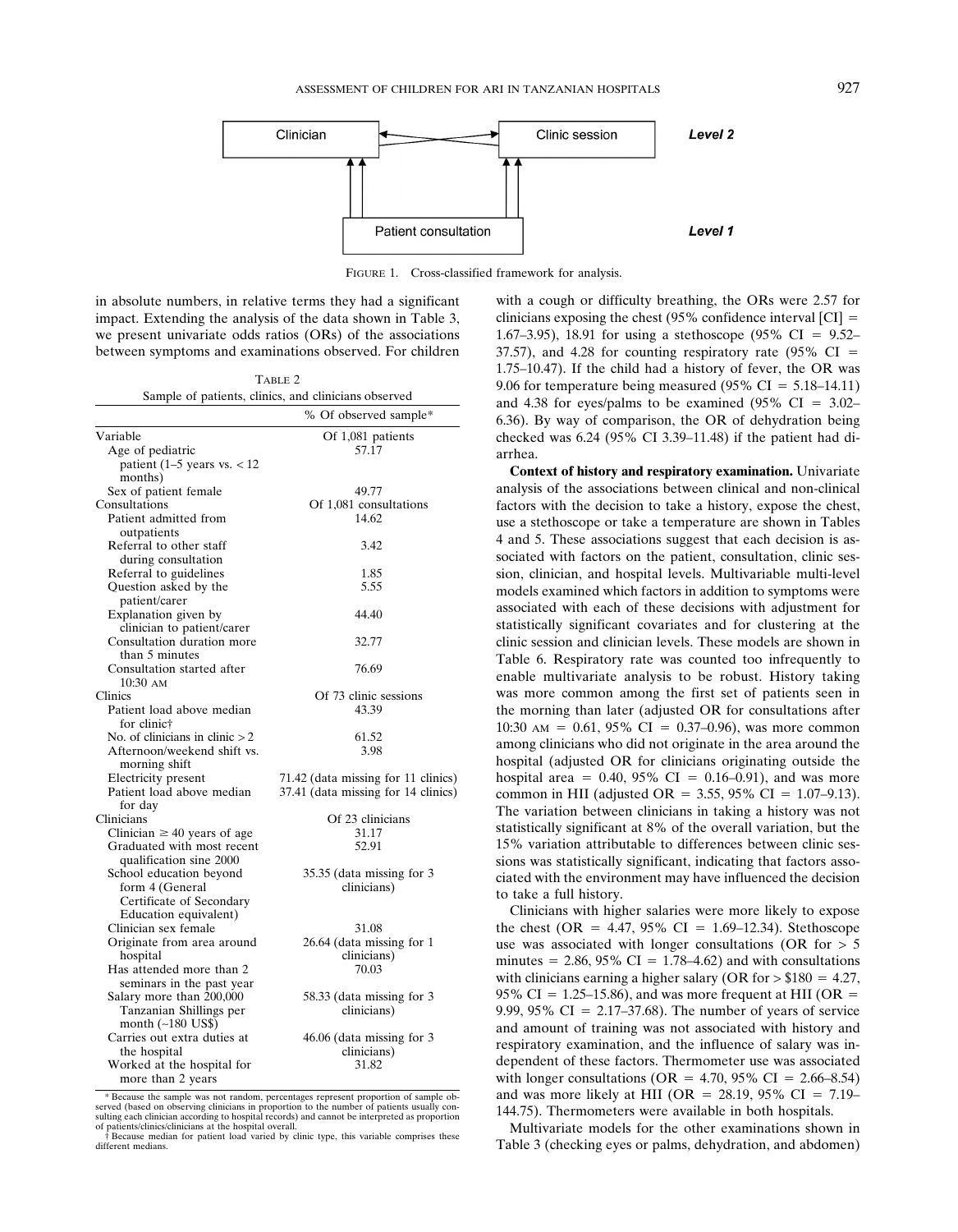FIGURE 1. Cross-classified framework for analysis.

in absolute numbers, in relative terms they had a significant impact. Extending the analysis of the data shown in Table 3, we present univariate odds ratios (ORs) of the associations between symptoms and examinations observed. For children with a cough or difficulty breathing, the ORs were 2.57 for clinicians exposing the chest (95% confidence interval [CI] = 1.67–3.95), 18.91 for using a stethoscope (95% CI = 9.52–37.57), and 4.28 for counting respiratory rate (95% CI = 1.75–10.47). If the child had a history of fever, the OR was 9.06 for temperature being measured (95% CI = 5.18–14.11) and 4.38 for eyes/palms to be examined (95% CI = 3.02–6.36). By way of comparison, the OR of dehydration being checked was 6.24 (95% CI 3.39–11.48) if the patient had diarrhea.

TABLE 2
Sample of patients, clinics, and clinicians observed

| | % Of observed sample* |
|---|---|
| Variable | Of 1,081 patients |
| Age of pediatric patient (1–5 years vs. < 12 months) | 57.17 |
| Sex of patient female | 49.77 |
| Consultations | Of 1,081 consultations |
| Patient admitted from outpatients | 14.62 |
| Referral to other staff during consultation | 3.42 |
| Referral to guidelines | 1.85 |
| Question asked by the patient/carer | 5.55 |
| Explanation given by clinician to patient/carer | 44.40 |
| Consultation duration more than 5 minutes | 32.77 |
| Consultation started after 10:30 AM | 76.69 |
| Clinics | Of 73 clinic sessions |
| Patient load above median for clinic† | 43.39 |
| No. of clinicians in clinic > 2 | 61.52 |
| Afternoon/weekend shift vs. morning shift | 3.98 |
| Electricity present | 71.42 (data missing for 11 clinics) |
| Patient load above median for day | 37.41 (data missing for 14 clinics) |
| Clinicians | Of 23 clinicians |
| Clinician ≥ 40 years of age | 31.17 |
| Graduated with most recent qualification sine 2000 | 52.91 |
| School education beyond form 4 (General Certificate of Secondary Education equivalent) | 35.35 (data missing for 3 clinicians) |
| Clinician sex female | 31.08 |
| Originate from area around hospital | 26.64 (data missing for 1 clinicians) |
| Has attended more than 2 seminars in the past year | 70.03 |
| Salary more than 200,000 Tanzanian Shillings per month (~180 US$) | 58.33 (data missing for 3 clinicians) |
| Carries out extra duties at the hospital | 46.06 (data missing for 3 clinicians) |
| Worked at the hospital for more than 2 years | 31.82 |

\* Because the sample was not random, percentages represent proportion of sample observed (based on observing clinicians in proportion to the number of patients usually consulting each clinician according to hospital records) and cannot be interpreted as proportion of patients/clinics/clinicians at the hospital overall.
† Because median for patient load varied by clinic type, this variable comprises these different medians.

**Context of history and respiratory examination.** Univariate analysis of the associations between clinical and non-clinical factors with the decision to take a history, expose the chest, use a stethoscope or take a temperature are shown in Tables 4 and 5. These associations suggest that each decision is associated with factors on the patient, consultation, clinic session, clinician, and hospital levels. Multivariable multi-level models examined which factors in addition to symptoms were associated with each of these decisions with adjustment for statistically significant covariates and for clustering at the clinic session and clinician levels. These models are shown in Table 6. Respiratory rate was counted too infrequently to enable multivariate analysis to be robust. History taking was more common among the first set of patients seen in the morning than later (adjusted OR for consultations after 10:30 AM = 0.61, 95% CI = 0.37–0.96), was more common among clinicians who did not originate in the area around the hospital (adjusted OR for clinicians originating outside the hospital area = 0.40, 95% CI = 0.16–0.91), and was more common in HII (adjusted OR = 3.55, 95% CI = 1.07–9.13). The variation between clinicians in taking a history was not statistically significant at 8% of the overall variation, but the 15% variation attributable to differences between clinic sessions was statistically significant, indicating that factors associated with the environment may have influenced the decision to take a full history.

Clinicians with higher salaries were more likely to expose the chest (OR = 4.47, 95% CI = 1.69–12.34). Stethoscope use was associated with longer consultations (OR for > 5 minutes = 2.86, 95% CI = 1.78–4.62) and with consultations with clinicians earning a higher salary (OR for > $180 = 4.27, 95% CI = 1.25–15.86), and was more frequent at HII (OR = 9.99, 95% CI = 2.17–37.68). The number of years of service and amount of training was not associated with history and respiratory examination, and the influence of salary was independent of these factors. Thermometer use was associated with longer consultations (OR = 4.70, 95% CI = 2.66–8.54) and was more likely at HII (OR = 28.19, 95% CI = 7.19–144.75). Thermometers were available in both hospitals.

Multivariate models for the other examinations shown in Table 3 (checking eyes or palms, dehydration, and abdomen)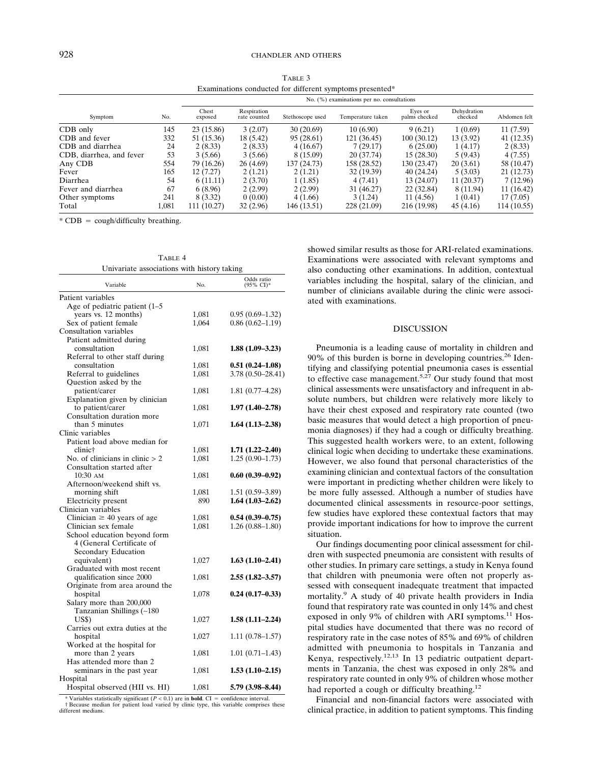TABLE 3
Examinations conducted for different symptoms presented*

| Symptom | No. | No. (%) examinations per no. consultations | | | | | | |
|---|---|---|---|---|---|---|---|---|
| | | Chest exposed | Respiration rate counted | Stethoscope used | Temperature taken | Eyes or palms checked | Dehydration checked | Abdomen felt |
| CDB only | 145 | 23 (15.86) | 3 (2.07) | 30 (20.69) | 10 (6.90) | 9 (6.21) | 1 (0.69) | 11 (7.59) |
| CDB and fever | 332 | 51 (15.36) | 18 (5.42) | 95 (28.61) | 121 (36.45) | 100 (30.12) | 13 (3.92) | 41 (12.35) |
| CDB and diarrhea | 24 | 2 (8.33) | 2 (8.33) | 4 (16.67) | 7 (29.17) | 6 (25.00) | 1 (4.17) | 2 (8.33) |
| CDB, diarrhea, and fever | 53 | 3 (5.66) | 3 (5.66) | 8 (15.09) | 20 (37.74) | 15 (28.30) | 5 (9.43) | 4 (7.55) |
| Any CDB | 554 | 79 (16.26) | 26 (4.69) | 137 (24.73) | 158 (28.52) | 130 (23.47) | 20 (3.61) | 58 (10.47) |
| Fever | 165 | 12 (7.27) | 2 (1.21) | 2 (1.21) | 32 (19.39) | 40 (24.24) | 5 (3.03) | 21 (12.73) |
| Diarrhea | 54 | 6 (11.11) | 2 (3.70) | 1 (1.85) | 4 (7.41) | 13 (24.07) | 11 (20.37) | 7 (12.96) |
| Fever and diarrhea | 67 | 6 (8.96) | 2 (2.99) | 2 (2.99) | 31 (46.27) | 22 (32.84) | 8 (11.94) | 11 (16.42) |
| Other symptoms | 241 | 8 (3.32) | 0 (0.00) | 4 (1.66) | 3 (1.24) | 11 (4.56) | 1 (0.41) | 17 (7.05) |
| Total | 1,081 | 111 (10.27) | 32 (2.96) | 146 (13.51) | 228 (21.09) | 216 (19.98) | 45 (4.16) | 114 (10.55) |

* CDB = cough/difficulty breathing.

TABLE 4
Univariate associations with history taking

| Variable | No. | Odds ratio (95% CI)* |
|---|---|---|
| Patient variables | | |
| Age of pediatric patient (1–5 years vs. 12 months) | 1,081 | 0.95 (0.69–1.32) |
| Sex of patient female | 1,064 | 0.86 (0.62–1.19) |
| Consultation variables | | |
| Patient admitted during consultation | 1,081 | **1.88 (1.09–3.23)** |
| Referral to other staff during consultation | 1,081 | **0.51 (0.24–1.08)** |
| Referral to guidelines | 1,081 | 3.78 (0.50–28.41) |
| Question asked by the patient/carer | 1,081 | 1.81 (0.77–4.28) |
| Explanation given by clinician to patient/carer | 1,081 | **1.97 (1.40–2.78)** |
| Consultation duration more than 5 minutes | 1,071 | **1.64 (1.13–2.38)** |
| Clinic variables | | |
| Patient load above median for clinic† | 1,081 | **1.71 (1.22–2.40)** |
| No. of clinicians in clinic > 2 | 1,081 | 1.25 (0.90–1.73) |
| Consultation started after 10:30 AM | 1,081 | **0.60 (0.39–0.92)** |
| Afternoon/weekend shift vs. morning shift | 1,081 | 1.51 (0.59–3.89) |
| Electricity present | 890 | **1.64 (1.03–2.62)** |
| Clinician variables | | |
| Clinician ≥ 40 years of age | 1,081 | **0.54 (0.39–0.75)** |
| Clinician sex female | 1,081 | 1.26 (0.88–1.80) |
| School education beyond form 4 (General Certificate of Secondary Education equivalent) | 1,027 | **1.63 (1.10–2.41)** |
| Graduated with most recent qualification since 2000 | 1,081 | **2.55 (1.82–3.57)** |
| Originate from area around the hospital | 1,078 | **0.24 (0.17–0.33)** |
| Salary more than 200,000 Tanzanian Shillings (~180 US$) | 1,027 | **1.58 (1.11–2.24)** |
| Carries out extra duties at the hospital | 1,027 | 1.11 (0.78–1.57) |
| Worked at the hospital for more than 2 years | 1,081 | 1.01 (0.71–1.43) |
| Has attended more than 2 seminars in the past year | 1,081 | **1.53 (1.10–2.15)** |
| Hospital | | |
| Hospital observed (HII vs. HI) | 1,081 | **5.79 (3.98–8.44)** |

* Variables statistically significant ($P < 0.1$) are in **bold**. CI = confidence interval.
† Because median for patient load varied by clinic type, this variable comprises these different medians.

showed similar results as those for ARI-related examinations. Examinations were associated with relevant symptoms and also conducting other examinations. In addition, contextual variables including the hospital, salary of the clinician, and number of clinicians available during the clinic were associated with examinations.

## DISCUSSION

Pneumonia is a leading cause of mortality in children and 90% of this burden is borne in developing countries.[26] Identifying and classifying potential pneumonia cases is essential to effective case management.[5,27] Our study found that most clinical assessments were unsatisfactory and infrequent in absolute numbers, but children were relatively more likely to have their chest exposed and respiratory rate counted (two basic measures that would detect a high proportion of pneumonia diagnoses) if they had a cough or difficulty breathing. This suggested health workers were, to an extent, following clinical logic when deciding to undertake these examinations. However, we also found that personal characteristics of the examining clinician and contextual factors of the consultation were important in predicting whether children were likely to be more fully assessed. Although a number of studies have documented clinical assessments in resource-poor settings, few studies have explored these contextual factors that may provide important indications for how to improve the current situation.

Our findings documenting poor clinical assessment for children with suspected pneumonia are consistent with results of other studies. In primary care settings, a study in Kenya found that children with pneumonia were often not properly assessed with consequent inadequate treatment that impacted mortality.[9] A study of 40 private health providers in India found that respiratory rate was counted in only 14% and chest exposed in only 9% of children with ARI symptoms.[11] Hospital studies have documented that there was no record of respiratory rate in the case notes of 85% and 69% of children admitted with pneumonia to hospitals in Tanzania and Kenya, respectively.[12,13] In 13 pediatric outpatient departments in Tanzania, the chest was exposed in only 28% and respiratory rate counted in only 9% of children whose mother had reported a cough or difficulty breathing.[12]

Financial and non-financial factors were associated with clinical practice, in addition to patient symptoms. This finding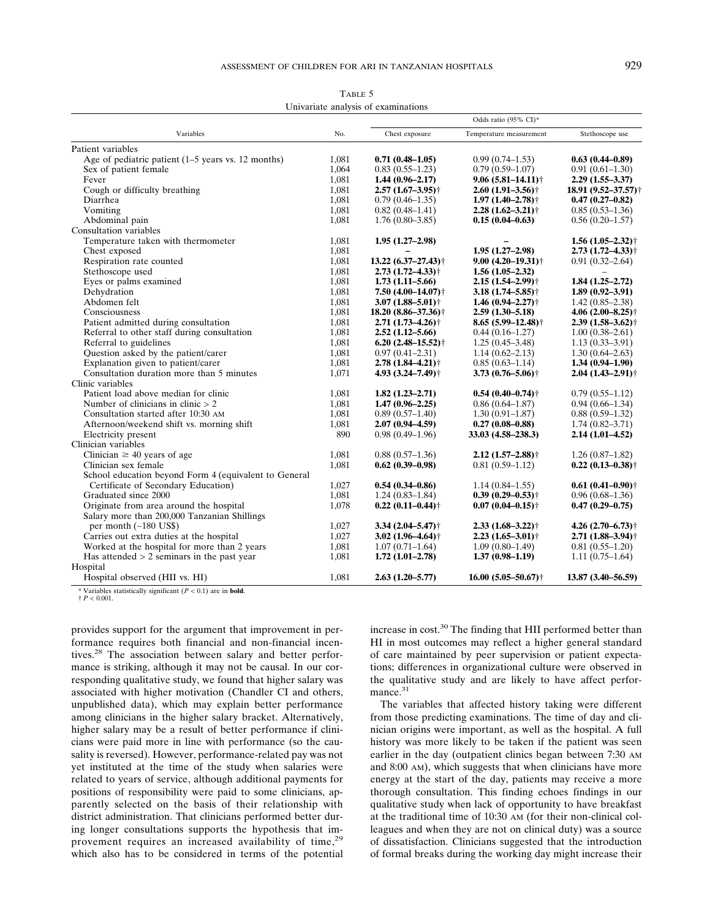TABLE 5
Univariate analysis of examinations

| Variables | No. | Odds ratio (95% CI)* | | |
|---|---|---|---|---|
| | | Chest exposure | Temperature measurement | Stethoscope use |
| Patient variables | | | | |
| Age of pediatric patient (1–5 years vs. 12 months) | 1,081 | **0.71 (0.48–1.05)** | 0.99 (0.74–1.53) | **0.63 (0.44–0.89)** |
| Sex of patient female | 1,064 | 0.83 (0.55–1.23) | 0.79 (0.59–1.07) | 0.91 (0.61–1.30) |
| Fever | 1,081 | **1.44 (0.96–2.17)** | **9.06 (5.81–14.11)†** | **2.29 (1.55–3.37)** |
| Cough or difficulty breathing | 1,081 | **2.57 (1.67–3.95)†** | **2.60 (1.91–3.56)†** | **18.91 (9.52–37.57)†** |
| Diarrhea | 1,081 | 0.79 (0.46–1.35) | **1.97 (1.40–2.78)†** | **0.47 (0.27–0.82)** |
| Vomiting | 1,081 | 0.82 (0.48–1.41) | **2.28 (1.62–3.21)†** | 0.85 (0.53–1.36) |
| Abdominal pain | 1,081 | 1.76 (0.80–3.85) | **0.15 (0.04–0.63)** | 0.56 (0.20–1.57) |
| Consultation variables | | | | |
| Temperature taken with thermometer | 1,081 | **1.95 (1.27–2.98)** | – | **1.56 (1.05–2.32)†** |
| Chest exposed | 1,081 | – | **1.95 (1.27–2.98)** | **2.73 (1.72–4.33)†** |
| Respiration rate counted | 1,081 | **13.22 (6.37–27.43)†** | **9.00 (4.20–19.31)†** | 0.91 (0.32–2.64) |
| Stethoscope used | 1,081 | **2.73 (1.72–4.33)†** | **1.56 (1.05–2.32)** | – |
| Eyes or palms examined | 1,081 | **1.73 (1.11–5.66)** | **2.15 (1.54–2.99)†** | **1.84 (1.25–2.72)** |
| Dehydration | 1,081 | **7.50 (4.00–14.07)†** | **3.18 (1.74–5.85)†** | **1.89 (0.92–3.91)** |
| Abdomen felt | 1,081 | **3.07 (1.88–5.01)†** | **1.46 (0.94–2.27)†** | 1.42 (0.85–2.38) |
| Consciousness | 1,081 | **18.20 (8.86–37.36)†** | **2.59 (1.30–5.18)** | **4.06 (2.00–8.25)†** |
| Patient admitted during consultation | 1,081 | **2.71 (1.73–4.26)†** | **8.65 (5.99–12.48)†** | **2.39 (1.58–3.62)†** |
| Referral to other staff during consultation | 1,081 | **2.52 (1.12–5.66)** | 0.44 (0.16–1.27) | 1.00 (0.38–2.61) |
| Referral to guidelines | 1,081 | **6.20 (2.48–15.52)†** | 1.25 (0.45–3.48) | 1.13 (0.33–3.91) |
| Question asked by the patient/carer | 1,081 | 0.97 (0.41–2.31) | 1.14 (0.62–2.13) | 1.30 (0.64–2.63) |
| Explanation given to patient/carer | 1,081 | **2.78 (1.84–4.21)†** | 0.85 (0.63–1.14) | **1.34 (0.94–1.90)** |
| Consultation duration more than 5 minutes | 1,071 | **4.93 (3.24–7.49)†** | **3.73 (0.76–5.06)†** | **2.04 (1.43–2.91)†** |
| Clinic variables | | | | |
| Patient load above median for clinic | 1,081 | **1.82 (1.23–2.71)** | **0.54 (0.40–0.74)†** | 0.79 (0.55–1.12) |
| Number of clinicians in clinic > 2 | 1,081 | **1.47 (0.96–2.25)** | 0.86 (0.64–1.87) | 0.94 (0.66–1.34) |
| Consultation started after 10:30 AM | 1,081 | 0.89 (0.57–1.40) | 1.30 (0.91–1.87) | 0.88 (0.59–1.32) |
| Afternoon/weekend shift vs. morning shift | 1,081 | **2.07 (0.94–4.59)** | **0.27 (0.08–0.88)** | 1.74 (0.82–3.71) |
| Electricity present | 890 | 0.98 (0.49–1.96) | **33.03 (4.58–238.3)** | **2.14 (1.01–4.52)** |
| Clinician variables | | | | |
| Clinician ≥ 40 years of age | 1,081 | 0.88 (0.57–1.36) | **2.12 (1.57–2.88)†** | 1.26 (0.87–1.82) |
| Clinician sex female | 1,081 | **0.62 (0.39–0.98)** | 0.81 (0.59–1.12) | **0.22 (0.13–0.38)†** |
| School education beyond Form 4 (equivalent to General Certificate of Secondary Education) | 1,027 | **0.54 (0.34–0.86)** | 1.14 (0.84–1.55) | **0.61 (0.41–0.90)†** |
| Graduated since 2000 | 1,081 | 1.24 (0.83–1.84) | **0.39 (0.29–0.53)†** | 0.96 (0.68–1.36) |
| Originate from area around the hospital | 1,078 | **0.22 (0.11–0.44)†** | **0.07 (0.04–0.15)†** | **0.47 (0.29–0.75)** |
| Salary more than 200,000 Tanzanian Shillings per month (~180 US$) | 1,027 | **3.34 (2.04–5.47)†** | **2.33 (1.68–3.22)†** | **4.26 (2.70–6.73)†** |
| Carries out extra duties at the hospital | 1,027 | **3.02 (1.96–4.64)†** | **2.23 (1.65–3.01)†** | **2.71 (1.88–3.94)†** |
| Worked at the hospital for more than 2 years | 1,081 | 1.07 (0.71–1.64) | 1.09 (0.80–1.49) | 0.81 (0.55–1.20) |
| Has attended > 2 seminars in the past year | 1,081 | **1.72 (1.01–2.78)** | **1.37 (0.98–1.19)** | 1.11 (0.75–1.64) |
| Hospital | | | | |
| Hospital observed (HII vs. HI) | 1,081 | **2.63 (1.20–5.77)** | **16.00 (5.05–50.67)†** | **13.87 (3.40–56.59)** |

\* Variables statistically significant ($P < 0.1$) are in **bold**.
† $P < 0.001$.

provides support for the argument that improvement in performance requires both financial and non-financial incentives.[28] The association between salary and better performance is striking, although it may not be causal. In our corresponding qualitative study, we found that higher salary was associated with higher motivation (Chandler CI and others, unpublished data), which may explain better performance among clinicians in the higher salary bracket. Alternatively, higher salary may be a result of better performance if clinicians were paid more in line with performance (so the causality is reversed). However, performance-related pay was not yet instituted at the time of the study when salaries were related to years of service, although additional payments for positions of responsibility were paid to some clinicians, apparently selected on the basis of their relationship with district administration. That clinicians performed better during longer consultations supports the hypothesis that improvement requires an increased availability of time,[29] which also has to be considered in terms of the potential increase in cost.[30] The finding that HII performed better than HI in most outcomes may reflect a higher general standard of care maintained by peer supervision or patient expectations; differences in organizational culture were observed in the qualitative study and are likely to have affect performance.[31]

The variables that affected history taking were different from those predicting examinations. The time of day and clinician origins were important, as well as the hospital. A full history was more likely to be taken if the patient was seen earlier in the day (outpatient clinics began between 7:30 AM and 8:00 AM), which suggests that when clinicians have more energy at the start of the day, patients may receive a more thorough consultation. This finding echoes findings in our qualitative study when lack of opportunity to have breakfast at the traditional time of 10:30 AM (for their non-clinical colleagues and when they are not on clinical duty) was a source of dissatisfaction. Clinicians suggested that the introduction of formal breaks during the working day might increase their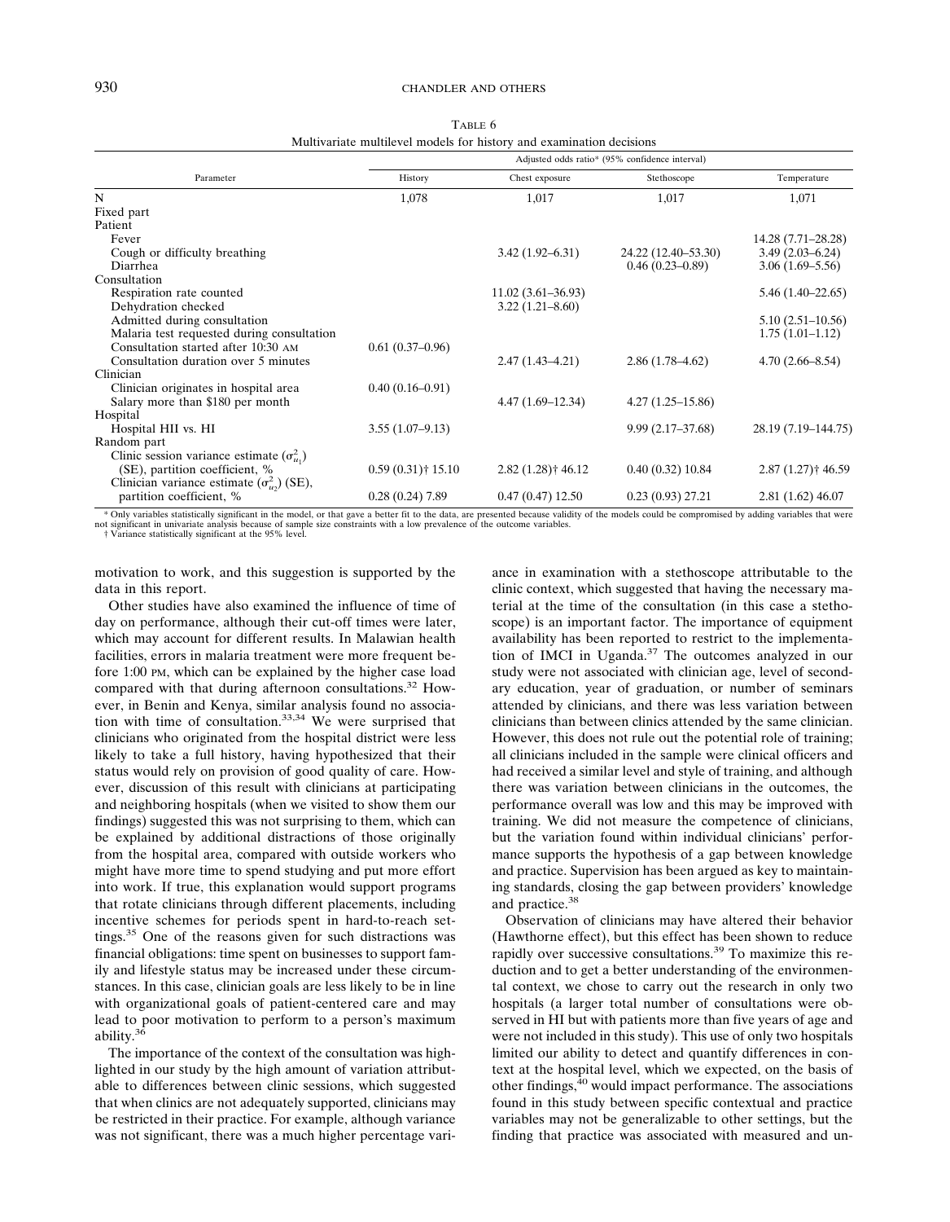TABLE 6
Multivariate multilevel models for history and examination decisions

| Parameter | Adjusted odds ratio* (95% confidence interval) | | | |
|---|---|---|---|---|
| | History | Chest exposure | Stethoscope | Temperature |
| N | 1,078 | 1,017 | 1,017 | 1,071 |
| Fixed part | | | | |
| Patient | | | | |
| Fever | | | | 14.28 (7.71–28.28) |
| Cough or difficulty breathing | | 3.42 (1.92–6.31) | 24.22 (12.40–53.30) | 3.49 (2.03–6.24) |
| Diarrhea | | | 0.46 (0.23–0.89) | 3.06 (1.69–5.56) |
| Consultation | | | | |
| Respiration rate counted | | 11.02 (3.61–36.93) | | 5.46 (1.40–22.65) |
| Dehydration checked | | 3.22 (1.21–8.60) | | |
| Admitted during consultation | | | | 5.10 (2.51–10.56) |
| Malaria test requested during consultation | | | | 1.75 (1.01–1.12) |
| Consultation started after 10:30 AM | 0.61 (0.37–0.96) | | | |
| Consultation duration over 5 minutes | | 2.47 (1.43–4.21) | 2.86 (1.78–4.62) | 4.70 (2.66–8.54) |
| Clinician | | | | |
| Clinician originates in hospital area | 0.40 (0.16–0.91) | | | |
| Salary more than $180 per month | | 4.47 (1.69–12.34) | 4.27 (1.25–15.86) | |
| Hospital | | | | |
| Hospital HII vs. HI | 3.55 (1.07–9.13) | | 9.99 (2.17–37.68) | 28.19 (7.19–144.75) |
| Random part | | | | |
| Clinic session variance estimate ($\sigma^2_{u_1}$) (SE), partition coefficient, % | 0.59 (0.31)† 15.10 | 2.82 (1.28)† 46.12 | 0.40 (0.32) 10.84 | 2.87 (1.27)† 46.59 |
| Clinician variance estimate ($\sigma^2_{u_2}$) (SE), partition coefficient, % | 0.28 (0.24) 7.89 | 0.47 (0.47) 12.50 | 0.23 (0.93) 27.21 | 2.81 (1.62) 46.07 |

\* Only variables statistically significant in the model, or that gave a better fit to the data, are presented because validity of the models could be compromised by adding variables that were not significant in univariate analysis because of sample size constraints with a low prevalence of the outcome variables.
† Variance statistically significant at the 95% level.

motivation to work, and this suggestion is supported by the data in this report.

Other studies have also examined the influence of time of day on performance, although their cut-off times were later, which may account for different results. In Malawian health facilities, errors in malaria treatment were more frequent before 1:00 PM, which can be explained by the higher case load compared with that during afternoon consultations.[32] However, in Benin and Kenya, similar analysis found no association with time of consultation.[33,34] We were surprised that clinicians who originated from the hospital district were less likely to take a full history, having hypothesized that their status would rely on provision of good quality of care. However, discussion of this result with clinicians at participating and neighboring hospitals (when we visited to show them our findings) suggested this was not surprising to them, which can be explained by additional distractions of those originally from the hospital area, compared with outside workers who might have more time to spend studying and put more effort into work. If true, this explanation would support programs that rotate clinicians through different placements, including incentive schemes for periods spent in hard-to-reach settings.[35] One of the reasons given for such distractions was financial obligations: time spent on businesses to support family and lifestyle status may be increased under these circumstances. In this case, clinician goals are less likely to be in line with organizational goals of patient-centered care and may lead to poor motivation to perform to a person's maximum ability.[36]

The importance of the context of the consultation was highlighted in our study by the high amount of variation attributable to differences between clinic sessions, which suggested that when clinics are not adequately supported, clinicians may be restricted in their practice. For example, although variance was not significant, there was a much higher percentage variance in examination with a stethoscope attributable to the clinic context, which suggested that having the necessary material at the time of the consultation (in this case a stethoscope) is an important factor. The importance of equipment availability has been reported to restrict to the implementation of IMCI in Uganda.[37] The outcomes analyzed in our study were not associated with clinician age, level of secondary education, year of graduation, or number of seminars attended by clinicians, and there was less variation between clinicians than between clinics attended by the same clinician. However, this does not rule out the potential role of training; all clinicians included in the sample were clinical officers and had received a similar level and style of training, and although there was variation between clinicians in the outcomes, the performance overall was low and this may be improved with training. We did not measure the competence of clinicians, but the variation found within individual clinicians' performance supports the hypothesis of a gap between knowledge and practice. Supervision has been argued as key to maintaining standards, closing the gap between providers' knowledge and practice.[38]

Observation of clinicians may have altered their behavior (Hawthorne effect), but this effect has been shown to reduce rapidly over successive consultations.[39] To maximize this reduction and to get a better understanding of the environmental context, we chose to carry out the research in only two hospitals (a larger total number of consultations were observed in HI but with patients more than five years of age and were not included in this study). This use of only two hospitals limited our ability to detect and quantify differences in context at the hospital level, which we expected, on the basis of other findings,[40] would impact performance. The associations found in this study between specific contextual and practice variables may not be generalizable to other settings, but the finding that practice was associated with measured and un-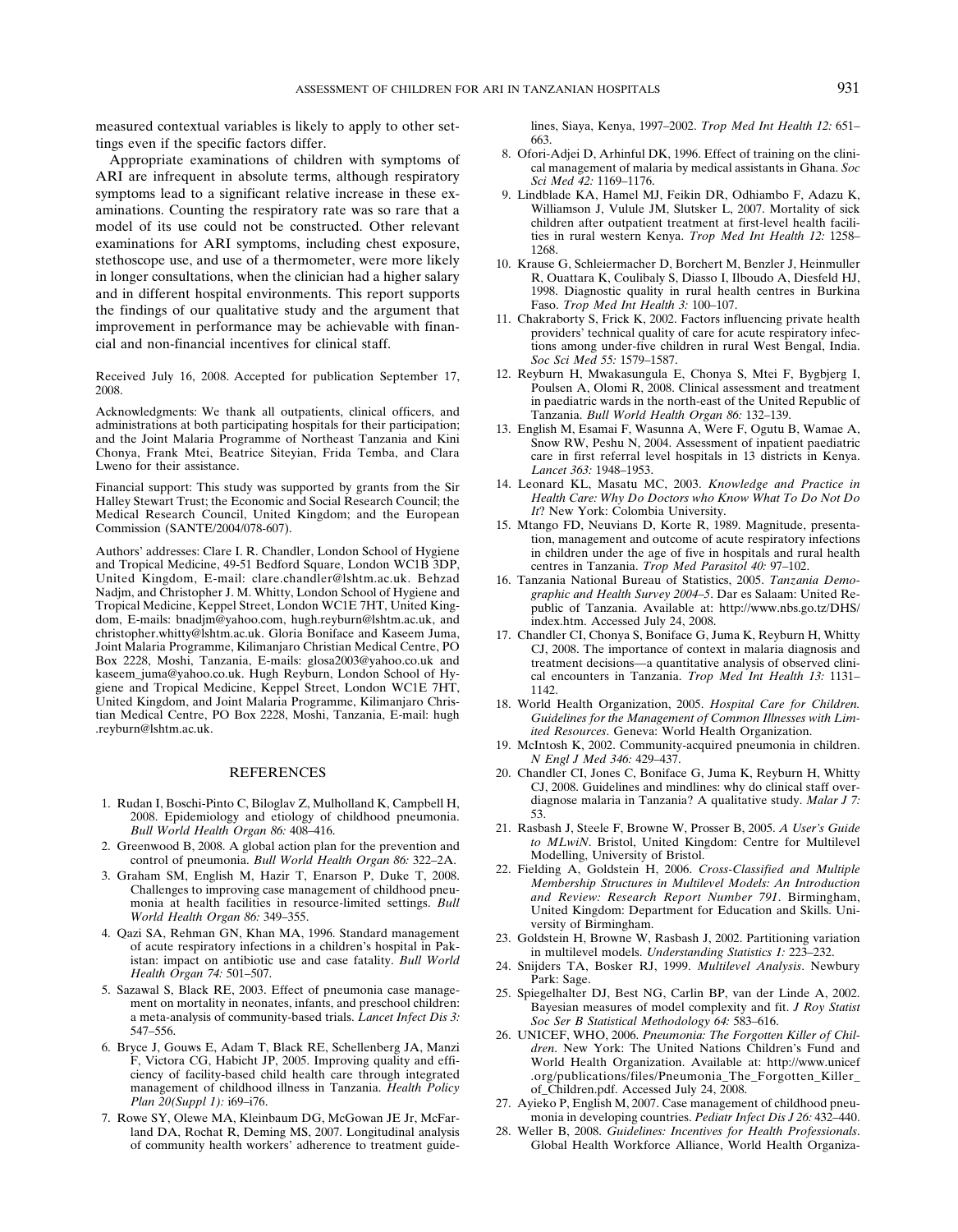measured contextual variables is likely to apply to other settings even if the specific factors differ.

Appropriate examinations of children with symptoms of ARI are infrequent in absolute terms, although respiratory symptoms lead to a significant relative increase in these examinations. Counting the respiratory rate was so rare that a model of its use could not be constructed. Other relevant examinations for ARI symptoms, including chest exposure, stethoscope use, and use of a thermometer, were more likely in longer consultations, when the clinician had a higher salary and in different hospital environments. This report supports the findings of our qualitative study and the argument that improvement in performance may be achievable with financial and non-financial incentives for clinical staff.

Received July 16, 2008. Accepted for publication September 17, 2008.

Acknowledgments: We thank all outpatients, clinical officers, and administrations at both participating hospitals for their participation; and the Joint Malaria Programme of Northeast Tanzania and Kini Chonya, Frank Mtei, Beatrice Siteyian, Frida Temba, and Clara Lweno for their assistance.

Financial support: This study was supported by grants from the Sir Halley Stewart Trust; the Economic and Social Research Council; the Medical Research Council, United Kingdom; and the European Commission (SANTE/2004/078-607).

Authors' addresses: Clare I. R. Chandler, London School of Hygiene and Tropical Medicine, 49-51 Bedford Square, London WC1B 3DP, United Kingdom, E-mail: clare.chandler@lshtm.ac.uk. Behzad Nadjm, and Christopher J. M. Whitty, London School of Hygiene and Tropical Medicine, Keppel Street, London WC1E 7HT, United Kingdom, E-mails: bnadjm@yahoo.com, hugh.reyburn@lshtm.ac.uk, and christopher.whitty@lshtm.ac.uk. Gloria Boniface and Kaseem Juma, Joint Malaria Programme, Kilimanjaro Christian Medical Centre, PO Box 2228, Moshi, Tanzania, E-mails: glosa2003@yahoo.co.uk and kaseem_juma@yahoo.co.uk. Hugh Reyburn, London School of Hygiene and Tropical Medicine, Keppel Street, London WC1E 7HT, United Kingdom, and Joint Malaria Programme, Kilimanjaro Christian Medical Centre, PO Box 2228, Moshi, Tanzania, E-mail: hugh.reyburn@lshtm.ac.uk.

## REFERENCES

1. Rudan I, Boschi-Pinto C, Biloglav Z, Mulholland K, Campbell H, 2008. Epidemiology and etiology of childhood pneumonia. *Bull World Health Organ 86:* 408–416.
2. Greenwood B, 2008. A global action plan for the prevention and control of pneumonia. *Bull World Health Organ 86:* 322–2A.
3. Graham SM, English M, Hazir T, Enarson P, Duke T, 2008. Challenges to improving case management of childhood pneumonia at health facilities in resource-limited settings. *Bull World Health Organ 86:* 349–355.
4. Qazi SA, Rehman GN, Khan MA, 1996. Standard management of acute respiratory infections in a children's hospital in Pakistan: impact on antibiotic use and case fatality. *Bull World Health Organ 74:* 501–507.
5. Sazawal S, Black RE, 2003. Effect of pneumonia case management on mortality in neonates, infants, and preschool children: a meta-analysis of community-based trials. *Lancet Infect Dis 3:* 547–556.
6. Bryce J, Gouws E, Adam T, Black RE, Schellenberg JA, Manzi F, Victora CG, Habicht JP, 2005. Improving quality and efficiency of facility-based child health care through integrated management of childhood illness in Tanzania. *Health Policy Plan 20(Suppl 1):* i69–i76.
7. Rowe SY, Olewe MA, Kleinbaum DG, McGowan JE Jr, McFarland DA, Rochat R, Deming MS, 2007. Longitudinal analysis of community health workers' adherence to treatment guidelines, Siaya, Kenya, 1997–2002. *Trop Med Int Health 12:* 651–663.
8. Ofori-Adjei D, Arhinful DK, 1996. Effect of training on the clinical management of malaria by medical assistants in Ghana. *Soc Sci Med 42:* 1169–1176.
9. Lindblade KA, Hamel MJ, Feikin DR, Odhiambo F, Adazu K, Williamson J, Vulule JM, Slutsker L, 2007. Mortality of sick children after outpatient treatment at first-level health facilities in rural western Kenya. *Trop Med Int Health 12:* 1258–1268.
10. Krause G, Schleiermacher D, Borchert M, Benzler J, Heinmuller R, Ouattara K, Coulibaly S, Diasso I, Ilboudo A, Diesfeld HJ, 1998. Diagnostic quality in rural health centres in Burkina Faso. *Trop Med Int Health 3:* 100–107.
11. Chakraborty S, Frick K, 2002. Factors influencing private health providers' technical quality of care for acute respiratory infections among under-five children in rural West Bengal, India. *Soc Sci Med 55:* 1579–1587.
12. Reyburn H, Mwakasungula E, Chonya S, Mtei F, Bygbjerg I, Poulsen A, Olomi R, 2008. Clinical assessment and treatment in paediatric wards in the north-east of the United Republic of Tanzania. *Bull World Health Organ 86:* 132–139.
13. English M, Esamai F, Wasunna A, Were F, Ogutu B, Wamae A, Snow RW, Peshu N, 2004. Assessment of inpatient paediatric care in first referral level hospitals in 13 districts in Kenya. *Lancet 363:* 1948–1953.
14. Leonard KL, Masatu MC, 2003. *Knowledge and Practice in Health Care: Why Do Doctors who Know What To Do Not Do It*? New York: Colombia University.
15. Mtango FD, Neuvians D, Korte R, 1989. Magnitude, presentation, management and outcome of acute respiratory infections in children under the age of five in hospitals and rural health centres in Tanzania. *Trop Med Parasitol 40:* 97–102.
16. Tanzania National Bureau of Statistics, 2005. *Tanzania Demographic and Health Survey 2004–5*. Dar es Salaam: United Republic of Tanzania. Available at: http://www.nbs.go.tz/DHS/index.htm. Accessed July 24, 2008.
17. Chandler CI, Chonya S, Boniface G, Juma K, Reyburn H, Whitty CJ, 2008. The importance of context in malaria diagnosis and treatment decisions—a quantitative analysis of observed clinical encounters in Tanzania. *Trop Med Int Health 13:* 1131–1142.
18. World Health Organization, 2005. *Hospital Care for Children. Guidelines for the Management of Common Illnesses with Limited Resources*. Geneva: World Health Organization.
19. McIntosh K, 2002. Community-acquired pneumonia in children. *N Engl J Med 346:* 429–437.
20. Chandler CI, Jones C, Boniface G, Juma K, Reyburn H, Whitty CJ, 2008. Guidelines and mindlines: why do clinical staff overdiagnose malaria in Tanzania? A qualitative study. *Malar J 7:* 53.
21. Rasbash J, Steele F, Browne W, Prosser B, 2005. *A User's Guide to MLwiN*. Bristol, United Kingdom: Centre for Multilevel Modelling, University of Bristol.
22. Fielding A, Goldstein H, 2006. *Cross-Classified and Multiple Membership Structures in Multilevel Models: An Introduction and Review: Research Report Number 791*. Birmingham, United Kingdom: Department for Education and Skills. University of Birmingham.
23. Goldstein H, Browne W, Rasbash J, 2002. Partitioning variation in multilevel models. *Understanding Statistics 1:* 223–232.
24. Snijders TA, Bosker RJ, 1999. *Multilevel Analysis*. Newbury Park: Sage.
25. Spiegelhalter DJ, Best NG, Carlin BP, van der Linde A, 2002. Bayesian measures of model complexity and fit. *J Roy Statist Soc Ser B Statistical Methodology 64:* 583–616.
26. UNICEF, WHO, 2006. *Pneumonia: The Forgotten Killer of Children*. New York: The United Nations Children's Fund and World Health Organization. Available at: http://www.unicef.org/publications/files/Pneumonia_The_Forgotten_Killer_of_Children.pdf. Accessed July 24, 2008.
27. Ayieko P, English M, 2007. Case management of childhood pneumonia in developing countries. *Pediatr Infect Dis J 26:* 432–440.
28. Weller B, 2008. *Guidelines: Incentives for Health Professionals*. Global Health Workforce Alliance, World Health Organiza-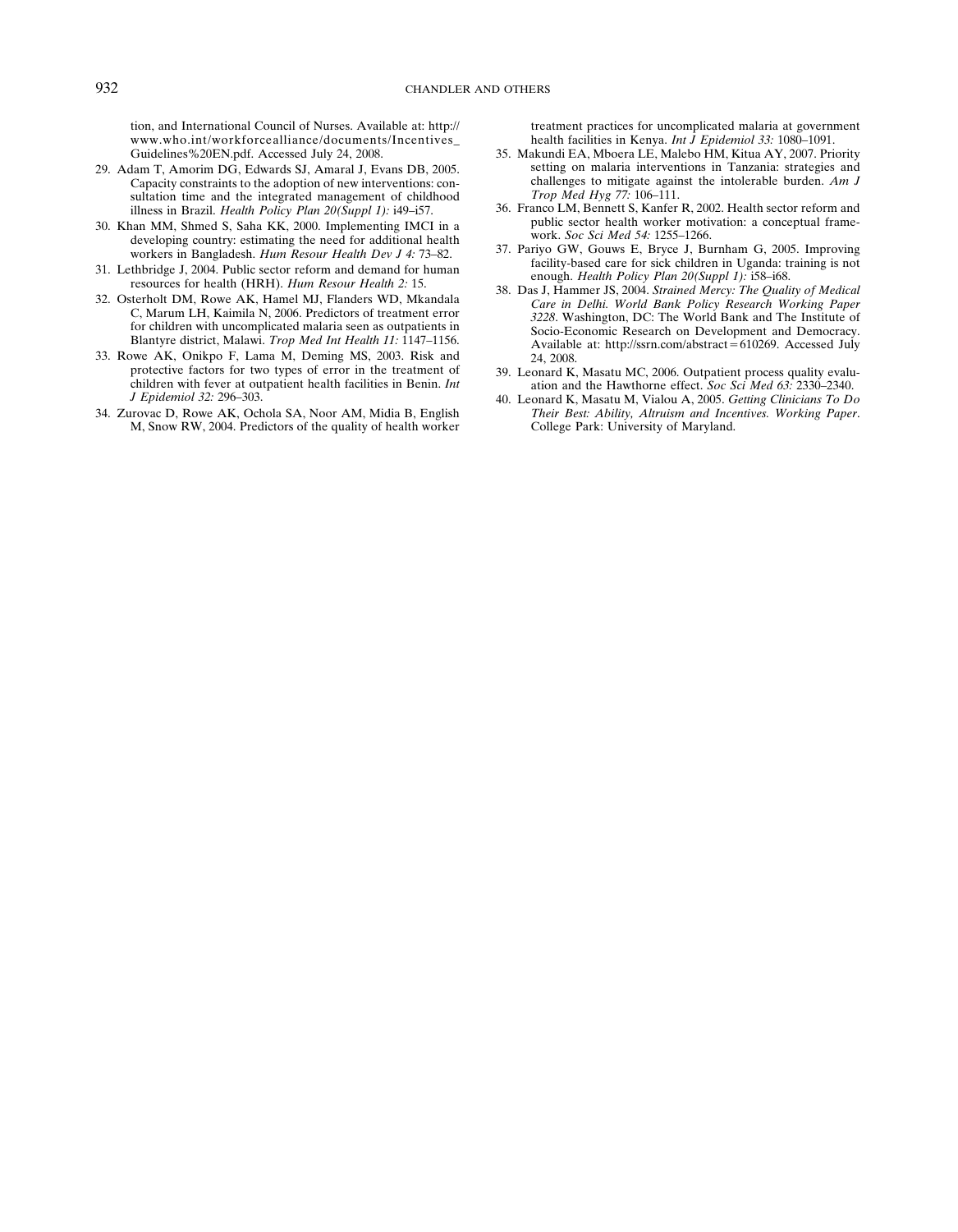tion, and International Council of Nurses. Available at: http://www.who.int/workforcealliance/documents/Incentives_Guidelines%20EN.pdf. Accessed July 24, 2008.

29. Adam T, Amorim DG, Edwards SJ, Amaral J, Evans DB, 2005. Capacity constraints to the adoption of new interventions: consultation time and the integrated management of childhood illness in Brazil. *Health Policy Plan 20(Suppl 1):* i49–i57.
30. Khan MM, Shmed S, Saha KK, 2000. Implementing IMCI in a developing country: estimating the need for additional health workers in Bangladesh. *Hum Resour Health Dev J 4:* 73–82.
31. Lethbridge J, 2004. Public sector reform and demand for human resources for health (HRH). *Hum Resour Health 2:* 15.
32. Osterholt DM, Rowe AK, Hamel MJ, Flanders WD, Mkandala C, Marum LH, Kaimila N, 2006. Predictors of treatment error for children with uncomplicated malaria seen as outpatients in Blantyre district, Malawi. *Trop Med Int Health 11:* 1147–1156.
33. Rowe AK, Onikpo F, Lama M, Deming MS, 2003. Risk and protective factors for two types of error in the treatment of children with fever at outpatient health facilities in Benin. *Int J Epidemiol 32:* 296–303.
34. Zurovac D, Rowe AK, Ochola SA, Noor AM, Midia B, English M, Snow RW, 2004. Predictors of the quality of health worker treatment practices for uncomplicated malaria at government health facilities in Kenya. *Int J Epidemiol 33:* 1080–1091.
35. Makundi EA, Mboera LE, Malebo HM, Kitua AY, 2007. Priority setting on malaria interventions in Tanzania: strategies and challenges to mitigate against the intolerable burden. *Am J Trop Med Hyg 77:* 106–111.
36. Franco LM, Bennett S, Kanfer R, 2002. Health sector reform and public sector health worker motivation: a conceptual framework. *Soc Sci Med 54:* 1255–1266.
37. Pariyo GW, Gouws E, Bryce J, Burnham G, 2005. Improving facility-based care for sick children in Uganda: training is not enough. *Health Policy Plan 20(Suppl 1):* i58–i68.
38. Das J, Hammer JS, 2004. *Strained Mercy: The Quality of Medical Care in Delhi. World Bank Policy Research Working Paper 3228*. Washington, DC: The World Bank and The Institute of Socio-Economic Research on Development and Democracy. Available at: http://ssrn.com/abstract=610269. Accessed July 24, 2008.
39. Leonard K, Masatu MC, 2006. Outpatient process quality evaluation and the Hawthorne effect. *Soc Sci Med 63:* 2330–2340.
40. Leonard K, Masatu M, Vialou A, 2005. *Getting Clinicians To Do Their Best: Ability, Altruism and Incentives. Working Paper*. College Park: University of Maryland.